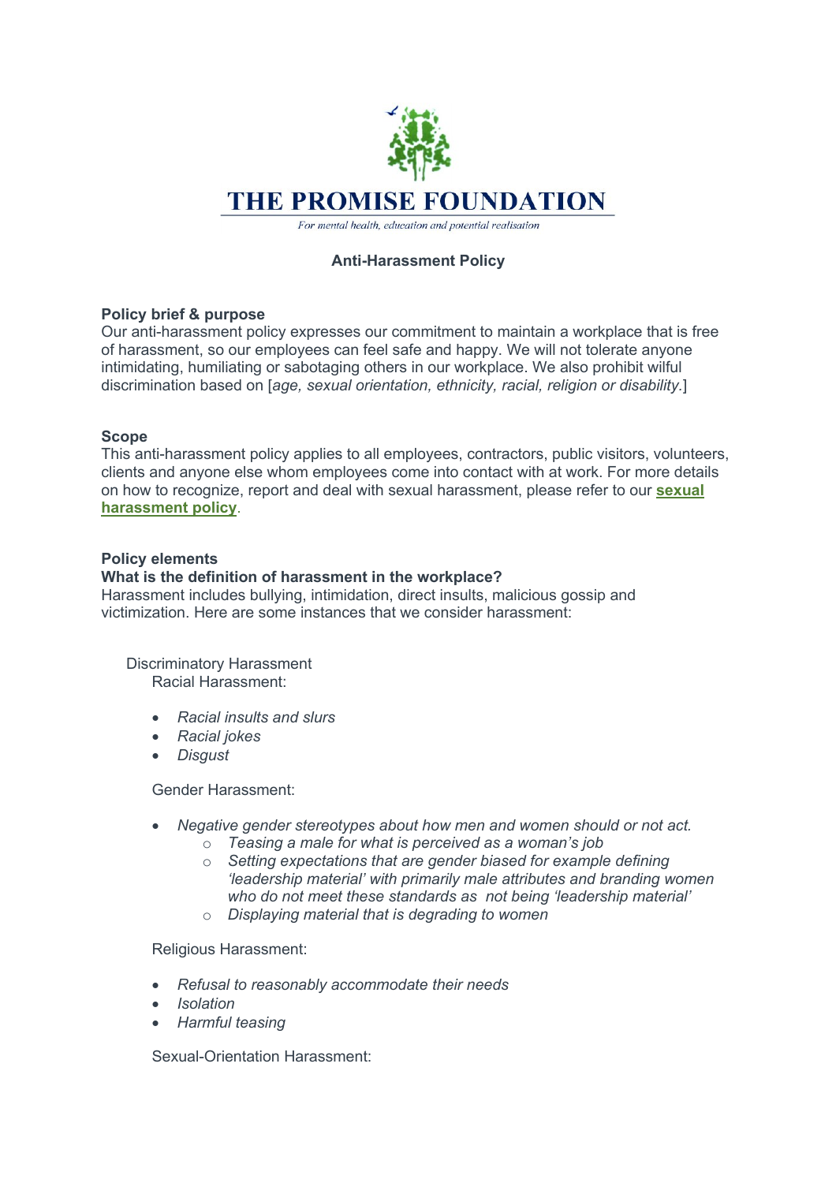# THE PROMISE FOUNDATION

*For mental health, education and potential realisation*

## Anti-Harassment Policy

**Policy brief & purpose**

Our anti-harassment policy expresses our commitment to maintain a workplace that is free of harassment, so our employees can feel safe and happy. We will not tolerate anyone intimidating, humiliating or sabotaging others in our workplace. We also prohibit wilful discrimination based on [*age, sexual orientation, ethnicity, racial, religion or disability.*]

**Scope**

This anti-harassment policy applies to all employees, contractors, public visitors, volunteers, clients and anyone else whom employees come into contact with at work. For more details on how to recognize, report and deal with sexual harassment, please refer to our **sexual harassment policy**.

**Policy elements**

**What is the definition of harassment in the workplace?**

Harassment includes bullying, intimidation, direct insults, malicious gossip and victimization. Here are some instances that we consider harassment:

Discriminatory Harassment

Racial Harassment:

- *Racial insults and slurs*
- *Racial jokes*
- *Disgust*

Gender Harassment:

- *Negative gender stereotypes about how men and women should or not act.*
  - *Teasing a male for what is perceived as a woman's job*
  - *Setting expectations that are gender biased for example defining 'leadership material' with primarily male attributes and branding women who do not meet these standards as not being 'leadership material'*
  - *Displaying material that is degrading to women*

Religious Harassment:

- *Refusal to reasonably accommodate their needs*
- *Isolation*
- *Harmful teasing*

Sexual-Orientation Harassment: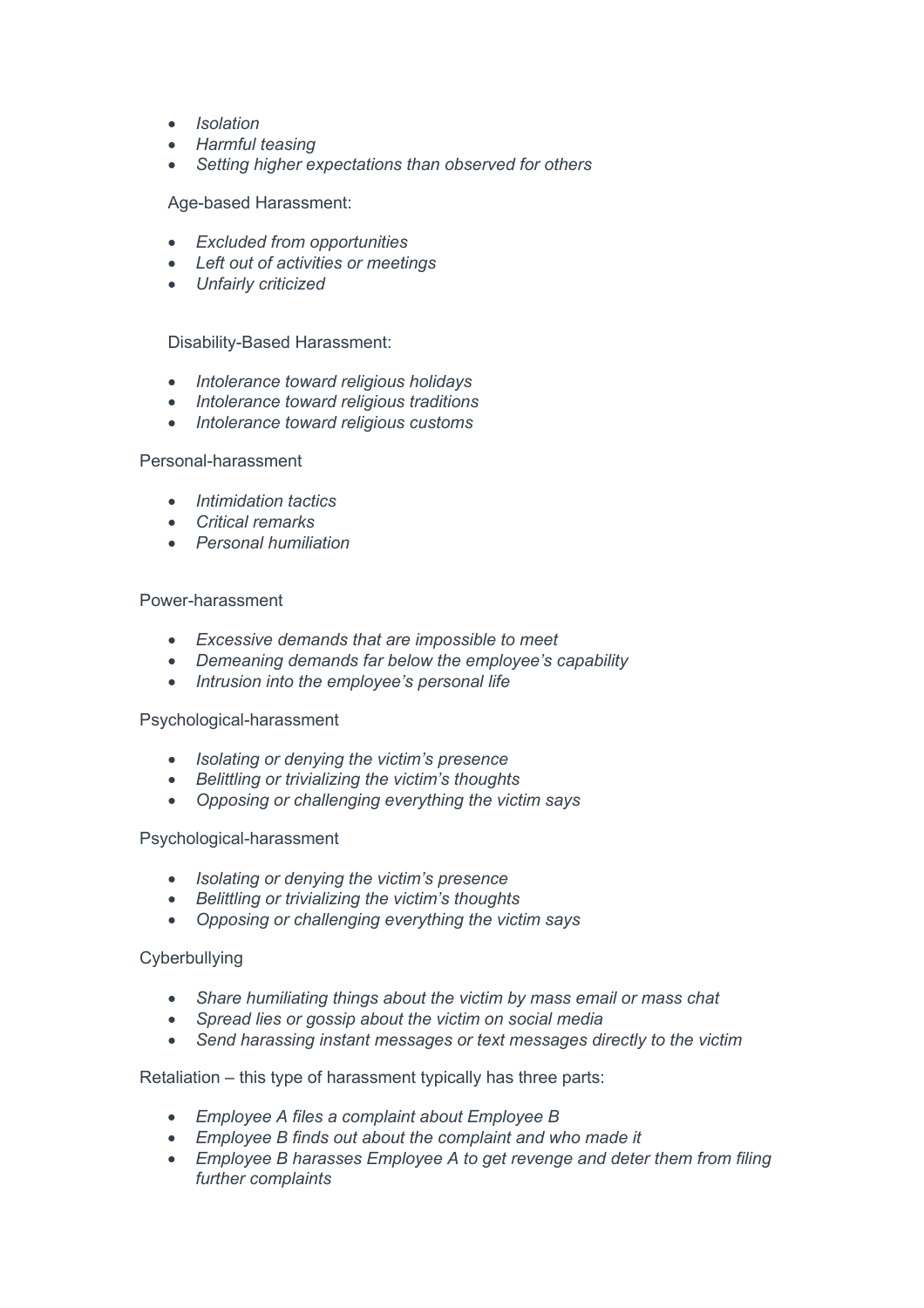- *Isolation*
- *Harmful teasing*
- *Setting higher expectations than observed for others*

Age-based Harassment:

- *Excluded from opportunities*
- *Left out of activities or meetings*
- *Unfairly criticized*

Disability-Based Harassment:

- *Intolerance toward religious holidays*
- *Intolerance toward religious traditions*
- *Intolerance toward religious customs*

Personal-harassment

- *Intimidation tactics*
- *Critical remarks*
- *Personal humiliation*

Power-harassment

- *Excessive demands that are impossible to meet*
- *Demeaning demands far below the employee's capability*
- *Intrusion into the employee's personal life*

Psychological-harassment

- *Isolating or denying the victim's presence*
- *Belittling or trivializing the victim's thoughts*
- *Opposing or challenging everything the victim says*

Psychological-harassment

- *Isolating or denying the victim's presence*
- *Belittling or trivializing the victim's thoughts*
- *Opposing or challenging everything the victim says*

Cyberbullying

- *Share humiliating things about the victim by mass email or mass chat*
- *Spread lies or gossip about the victim on social media*
- *Send harassing instant messages or text messages directly to the victim*

Retaliation – this type of harassment typically has three parts:

- *Employee A files a complaint about Employee B*
- *Employee B finds out about the complaint and who made it*
- *Employee B harasses Employee A to get revenge and deter them from filing further complaints*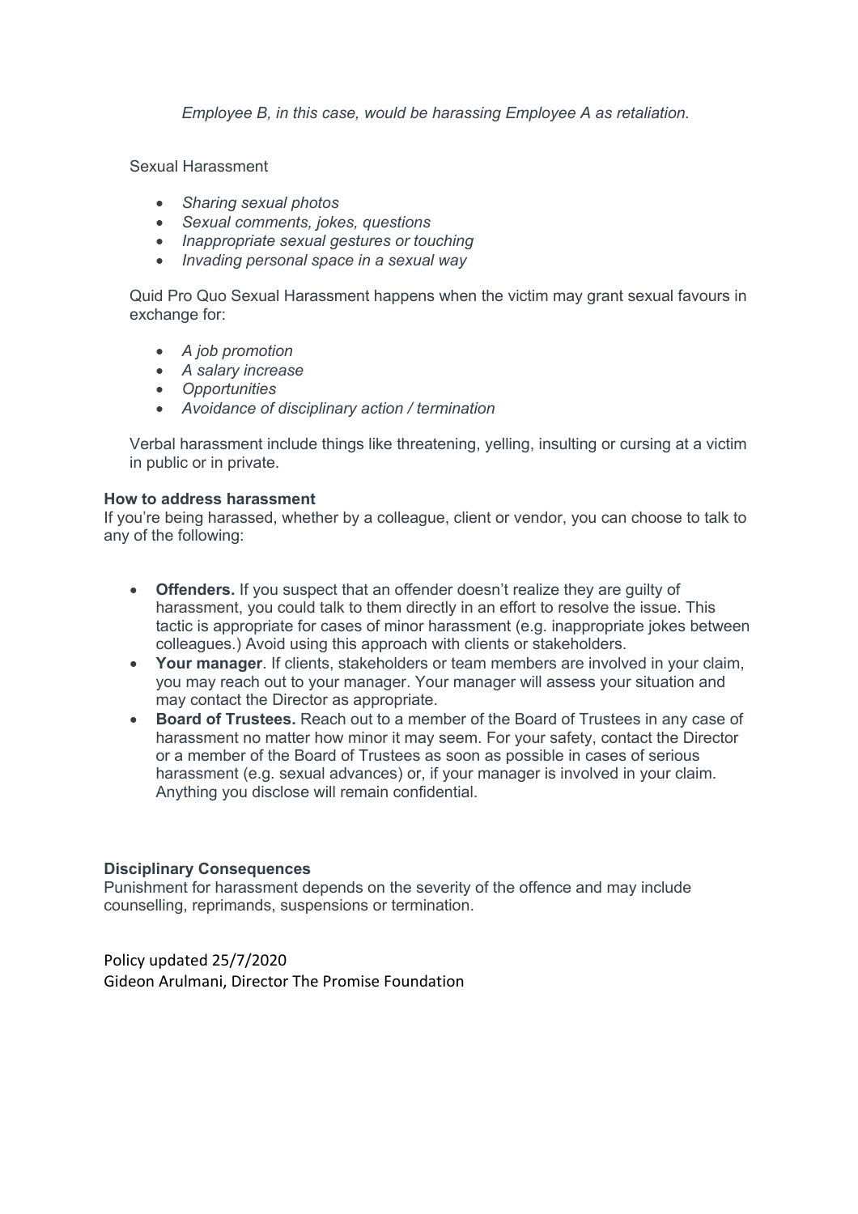*Employee B, in this case, would be harassing Employee A as retaliation.*

Sexual Harassment

- *Sharing sexual photos*
- *Sexual comments, jokes, questions*
- *Inappropriate sexual gestures or touching*
- *Invading personal space in a sexual way*

Quid Pro Quo Sexual Harassment happens when the victim may grant sexual favours in exchange for:

- *A job promotion*
- *A salary increase*
- *Opportunities*
- *Avoidance of disciplinary action / termination*

Verbal harassment include things like threatening, yelling, insulting or cursing at a victim in public or in private.

**How to address harassment**

If you're being harassed, whether by a colleague, client or vendor, you can choose to talk to any of the following:

- **Offenders.** If you suspect that an offender doesn't realize they are guilty of harassment, you could talk to them directly in an effort to resolve the issue. This tactic is appropriate for cases of minor harassment (e.g. inappropriate jokes between colleagues.) Avoid using this approach with clients or stakeholders.
- **Your manager**. If clients, stakeholders or team members are involved in your claim, you may reach out to your manager. Your manager will assess your situation and may contact the Director as appropriate.
- **Board of Trustees.** Reach out to a member of the Board of Trustees in any case of harassment no matter how minor it may seem. For your safety, contact the Director or a member of the Board of Trustees as soon as possible in cases of serious harassment (e.g. sexual advances) or, if your manager is involved in your claim. Anything you disclose will remain confidential.

**Disciplinary Consequences**

Punishment for harassment depends on the severity of the offence and may include counselling, reprimands, suspensions or termination.

Policy updated 25/7/2020

Gideon Arulmani, Director The Promise Foundation